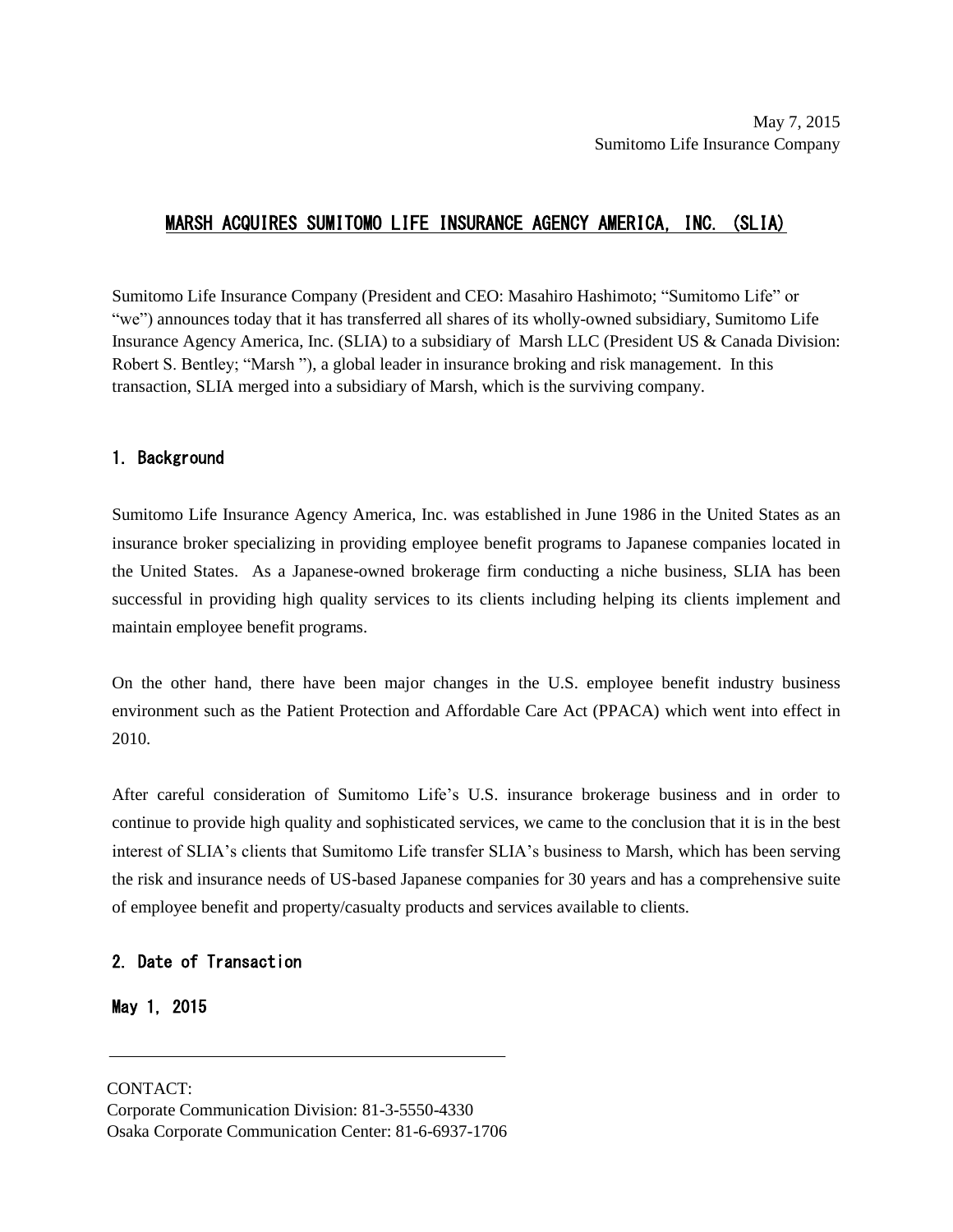May 7, 2015
Sumitomo Life Insurance Company

# MARSH ACQUIRES SUMITOMO LIFE INSURANCE AGENCY AMERICA, INC. (SLIA)

Sumitomo Life Insurance Company (President and CEO: Masahiro Hashimoto; "Sumitomo Life" or "we") announces today that it has transferred all shares of its wholly-owned subsidiary, Sumitomo Life Insurance Agency America, Inc. (SLIA) to a subsidiary of Marsh LLC (President US & Canada Division: Robert S. Bentley; "Marsh "), a global leader in insurance broking and risk management. In this transaction, SLIA merged into a subsidiary of Marsh, which is the surviving company.

## 1. Background

Sumitomo Life Insurance Agency America, Inc. was established in June 1986 in the United States as an insurance broker specializing in providing employee benefit programs to Japanese companies located in the United States. As a Japanese-owned brokerage firm conducting a niche business, SLIA has been successful in providing high quality services to its clients including helping its clients implement and maintain employee benefit programs.

On the other hand, there have been major changes in the U.S. employee benefit industry business environment such as the Patient Protection and Affordable Care Act (PPACA) which went into effect in 2010.

After careful consideration of Sumitomo Life's U.S. insurance brokerage business and in order to continue to provide high quality and sophisticated services, we came to the conclusion that it is in the best interest of SLIA's clients that Sumitomo Life transfer SLIA's business to Marsh, which has been serving the risk and insurance needs of US-based Japanese companies for 30 years and has a comprehensive suite of employee benefit and property/casualty products and services available to clients.

## 2. Date of Transaction

**May 1, 2015**

---

CONTACT:
Corporate Communication Division: 81-3-5550-4330
Osaka Corporate Communication Center: 81-6-6937-1706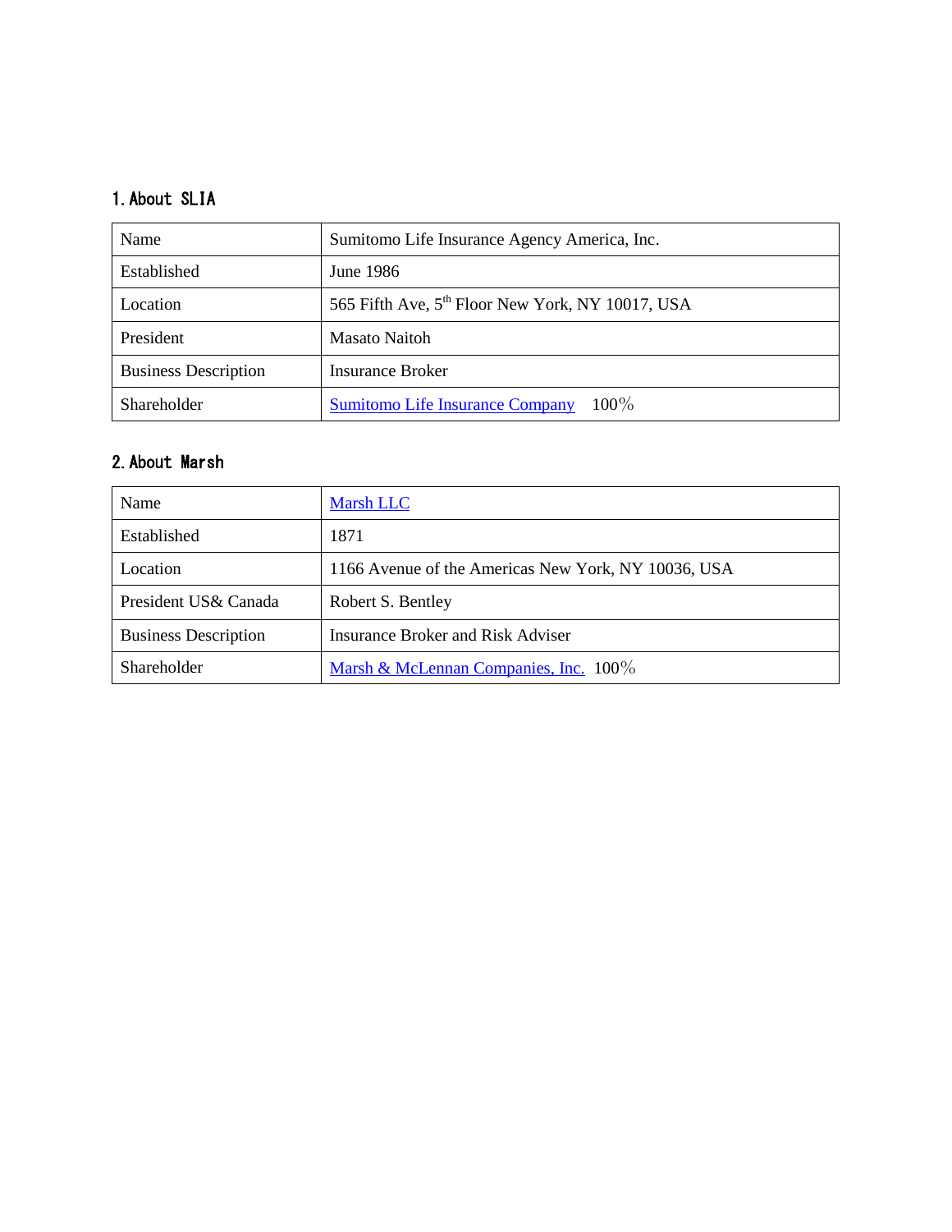## 1. About SLIA

| | |
|---|---|
| Name | Sumitomo Life Insurance Agency America, Inc. |
| Established | June 1986 |
| Location | 565 Fifth Ave, 5th Floor New York, NY 10017, USA |
| President | Masato Naitoh |
| Business Description | Insurance Broker |
| Shareholder | Sumitomo Life Insurance Company 100％ |

## 2. About Marsh

| | |
|---|---|
| Name | Marsh LLC |
| Established | 1871 |
| Location | 1166 Avenue of the Americas New York, NY 10036, USA |
| President US& Canada | Robert S. Bentley |
| Business Description | Insurance Broker and Risk Adviser |
| Shareholder | Marsh & McLennan Companies, Inc. 100％ |